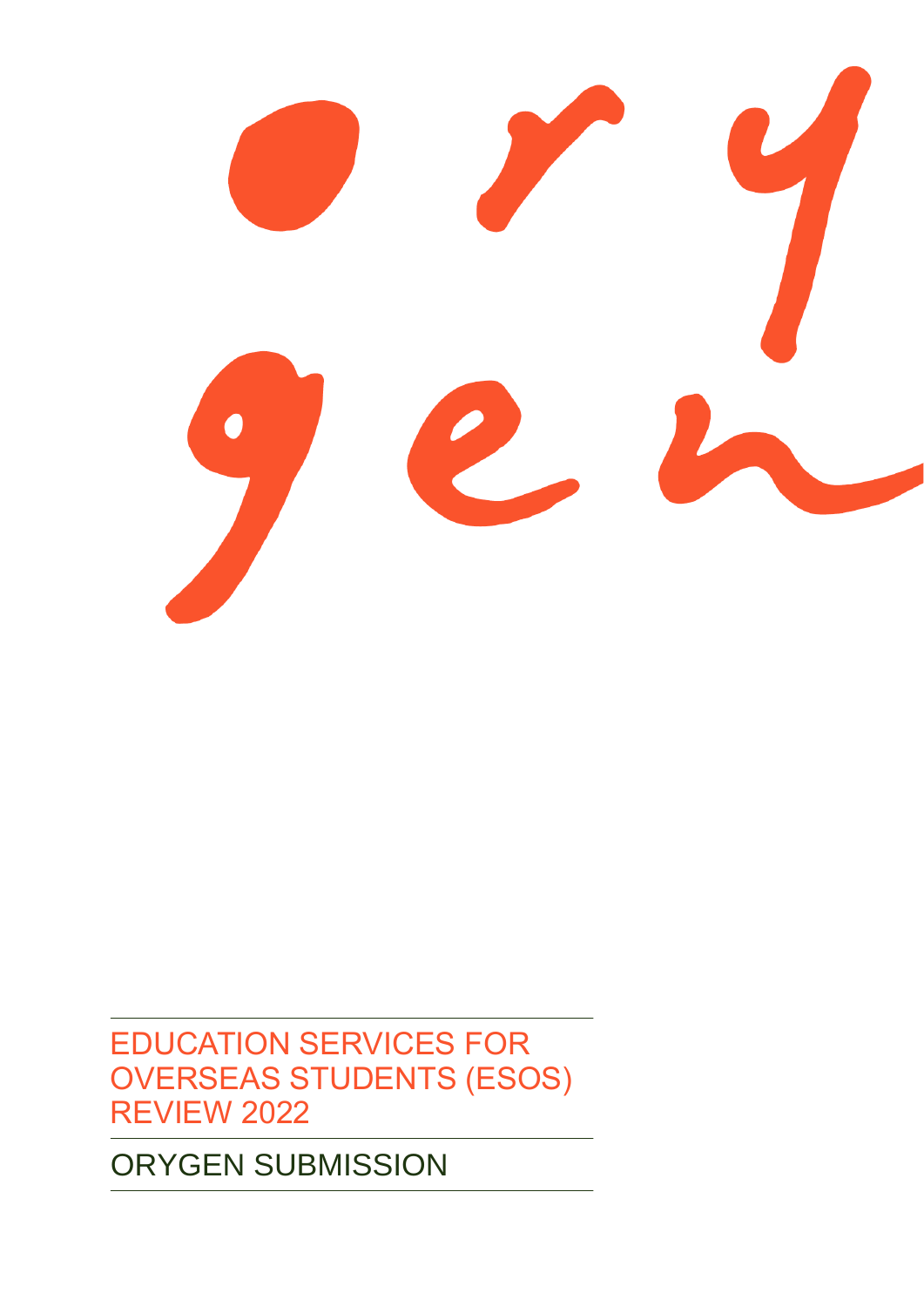# EDUCATION SERVICES FOR OVERSEAS STUDENTS (ESOS) REVIEW 2022

## ORYGEN SUBMISSION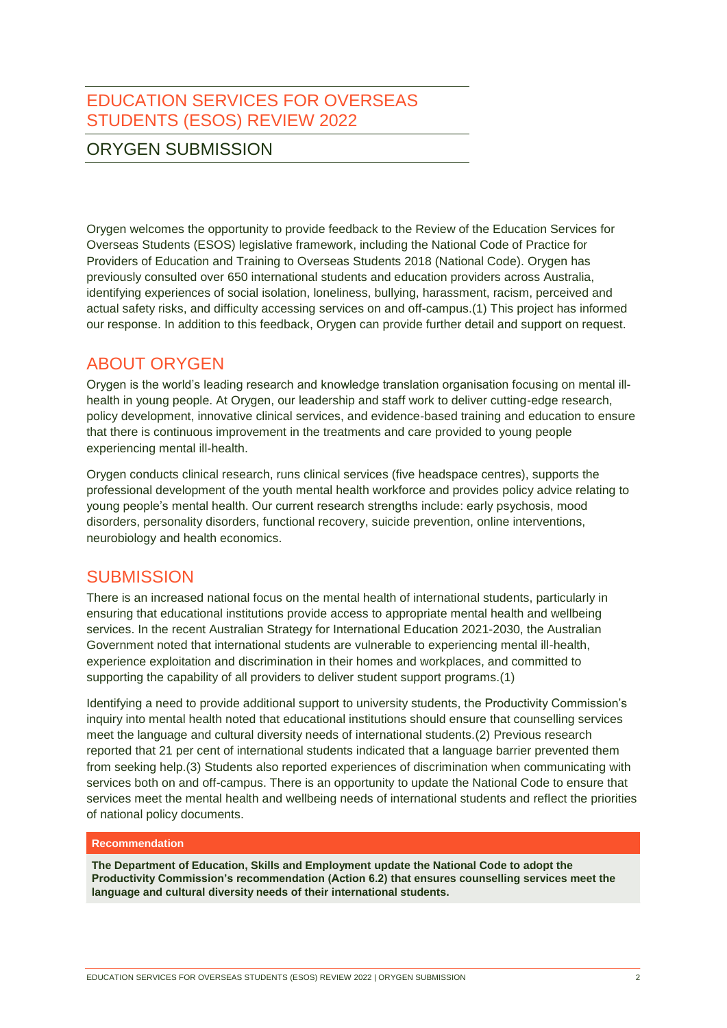# EDUCATION SERVICES FOR OVERSEAS STUDENTS (ESOS) REVIEW 2022

## ORYGEN SUBMISSION

Orygen welcomes the opportunity to provide feedback to the Review of the Education Services for Overseas Students (ESOS) legislative framework, including the National Code of Practice for Providers of Education and Training to Overseas Students 2018 (National Code). Orygen has previously consulted over 650 international students and education providers across Australia, identifying experiences of social isolation, loneliness, bullying, harassment, racism, perceived and actual safety risks, and difficulty accessing services on and off-campus.(1) This project has informed our response. In addition to this feedback, Orygen can provide further detail and support on request.

## ABOUT ORYGEN

Orygen is the world's leading research and knowledge translation organisation focusing on mental ill-health in young people. At Orygen, our leadership and staff work to deliver cutting-edge research, policy development, innovative clinical services, and evidence-based training and education to ensure that there is continuous improvement in the treatments and care provided to young people experiencing mental ill-health.

Orygen conducts clinical research, runs clinical services (five headspace centres), supports the professional development of the youth mental health workforce and provides policy advice relating to young people's mental health. Our current research strengths include: early psychosis, mood disorders, personality disorders, functional recovery, suicide prevention, online interventions, neurobiology and health economics.

## SUBMISSION

There is an increased national focus on the mental health of international students, particularly in ensuring that educational institutions provide access to appropriate mental health and wellbeing services. In the recent Australian Strategy for International Education 2021-2030, the Australian Government noted that international students are vulnerable to experiencing mental ill-health, experience exploitation and discrimination in their homes and workplaces, and committed to supporting the capability of all providers to deliver student support programs.(1)

Identifying a need to provide additional support to university students, the Productivity Commission's inquiry into mental health noted that educational institutions should ensure that counselling services meet the language and cultural diversity needs of international students.(2) Previous research reported that 21 per cent of international students indicated that a language barrier prevented them from seeking help.(3) Students also reported experiences of discrimination when communicating with services both on and off-campus. There is an opportunity to update the National Code to ensure that services meet the mental health and wellbeing needs of international students and reflect the priorities of national policy documents.

**Recommendation**

**The Department of Education, Skills and Employment update the National Code to adopt the Productivity Commission's recommendation (Action 6.2) that ensures counselling services meet the language and cultural diversity needs of their international students.**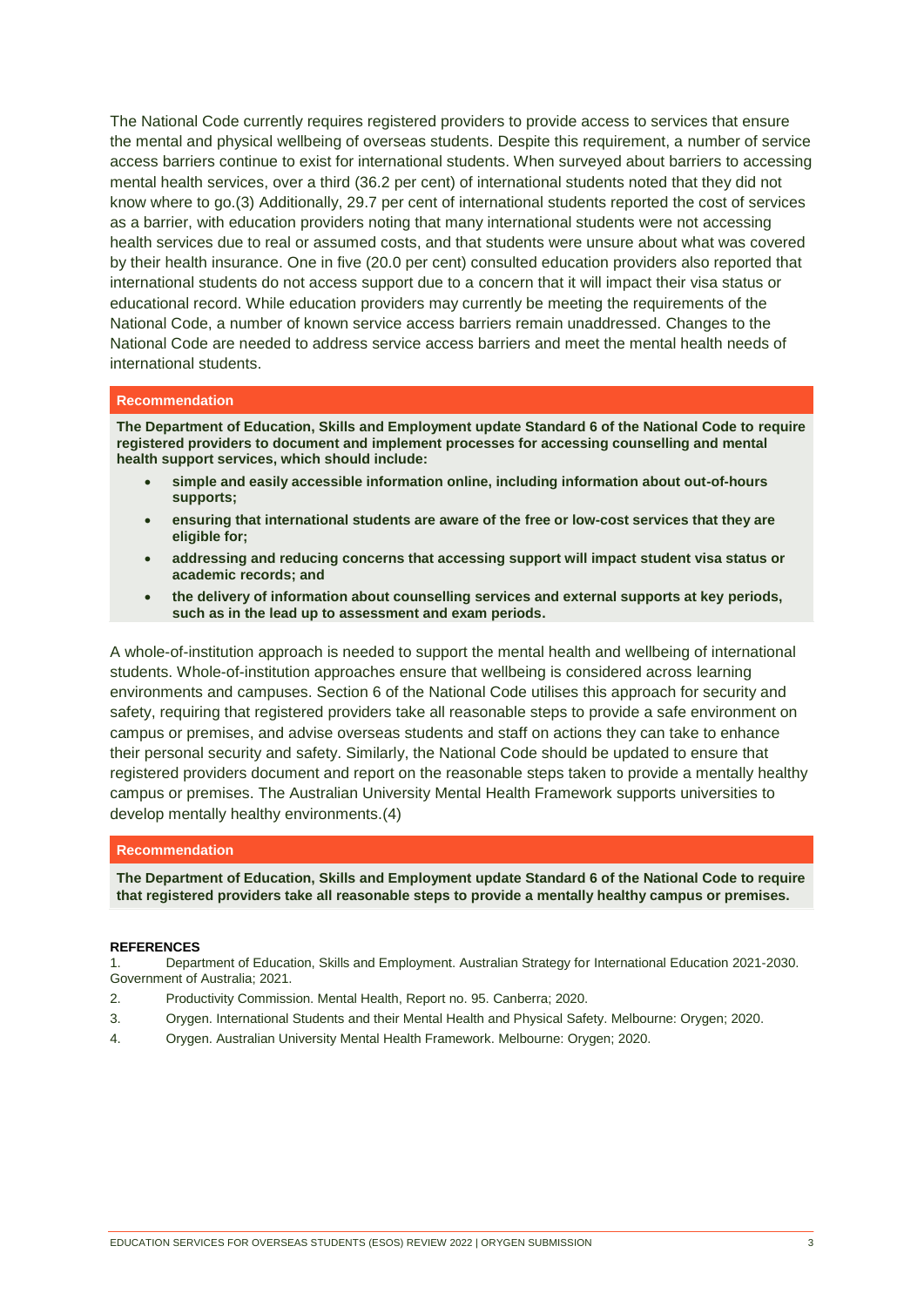The National Code currently requires registered providers to provide access to services that ensure the mental and physical wellbeing of overseas students. Despite this requirement, a number of service access barriers continue to exist for international students. When surveyed about barriers to accessing mental health services, over a third (36.2 per cent) of international students noted that they did not know where to go.(3) Additionally, 29.7 per cent of international students reported the cost of services as a barrier, with education providers noting that many international students were not accessing health services due to real or assumed costs, and that students were unsure about what was covered by their health insurance. One in five (20.0 per cent) consulted education providers also reported that international students do not access support due to a concern that it will impact their visa status or educational record. While education providers may currently be meeting the requirements of the National Code, a number of known service access barriers remain unaddressed. Changes to the National Code are needed to address service access barriers and meet the mental health needs of international students.

**Recommendation**

**The Department of Education, Skills and Employment update Standard 6 of the National Code to require registered providers to document and implement processes for accessing counselling and mental health support services, which should include:**

- **simple and easily accessible information online, including information about out-of-hours supports;**
- **ensuring that international students are aware of the free or low-cost services that they are eligible for;**
- **addressing and reducing concerns that accessing support will impact student visa status or academic records; and**
- **the delivery of information about counselling services and external supports at key periods, such as in the lead up to assessment and exam periods.**

A whole-of-institution approach is needed to support the mental health and wellbeing of international students. Whole-of-institution approaches ensure that wellbeing is considered across learning environments and campuses. Section 6 of the National Code utilises this approach for security and safety, requiring that registered providers take all reasonable steps to provide a safe environment on campus or premises, and advise overseas students and staff on actions they can take to enhance their personal security and safety. Similarly, the National Code should be updated to ensure that registered providers document and report on the reasonable steps taken to provide a mentally healthy campus or premises. The Australian University Mental Health Framework supports universities to develop mentally healthy environments.(4)

**Recommendation**

**The Department of Education, Skills and Employment update Standard 6 of the National Code to require that registered providers take all reasonable steps to provide a mentally healthy campus or premises.**

**REFERENCES**

1. Department of Education, Skills and Employment. Australian Strategy for International Education 2021-2030. Government of Australia; 2021.
2. Productivity Commission. Mental Health, Report no. 95. Canberra; 2020.
3. Orygen. International Students and their Mental Health and Physical Safety. Melbourne: Orygen; 2020.
4. Orygen. Australian University Mental Health Framework. Melbourne: Orygen; 2020.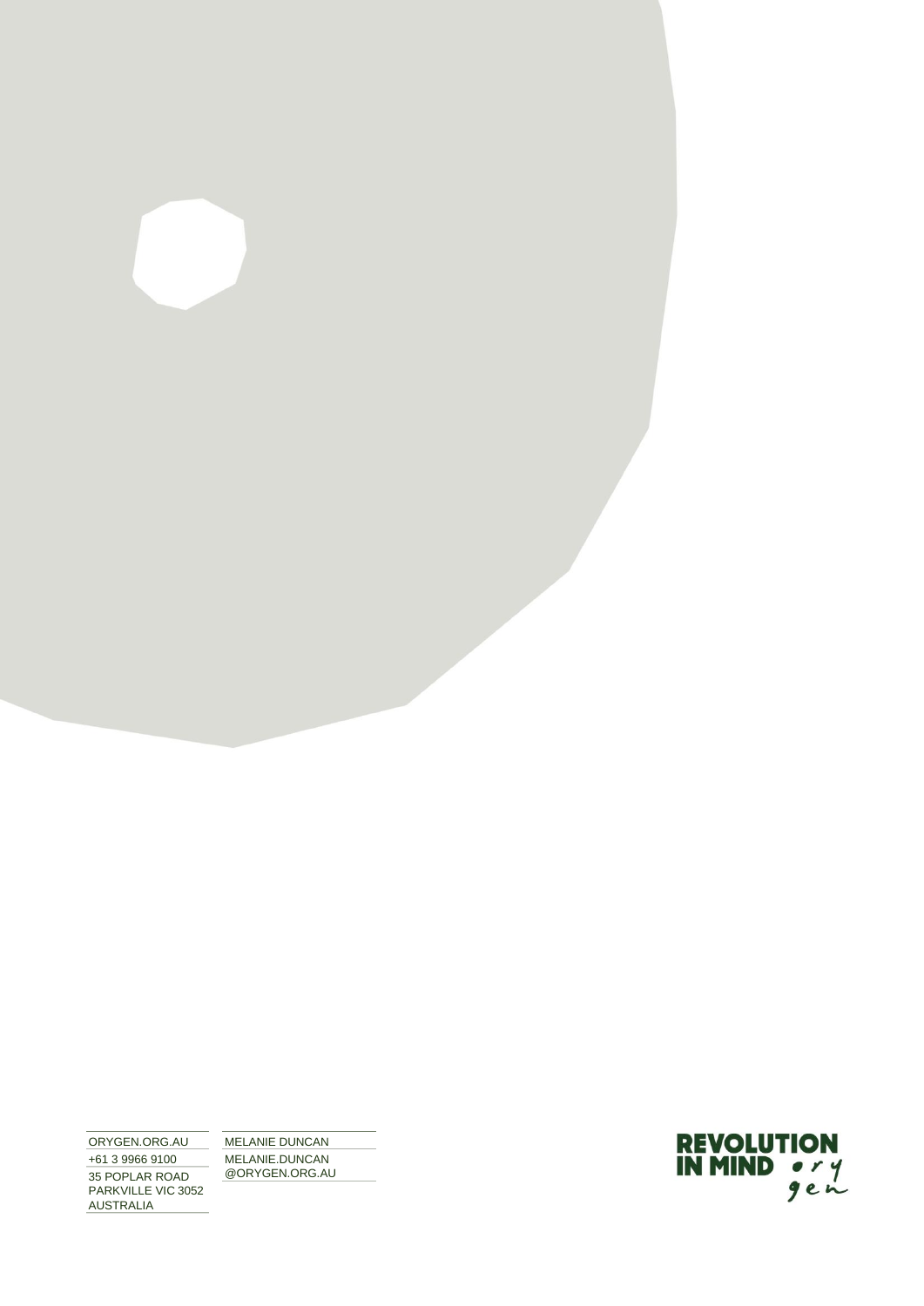ORYGEN.ORG.AU

+61 3 9966 9100

35 POPLAR ROAD
PARKVILLE VIC 3052
AUSTRALIA

MELANIE DUNCAN

MELANIE.DUNCAN
@ORYGEN.ORG.AU

REVOLUTION
IN MIND orygen